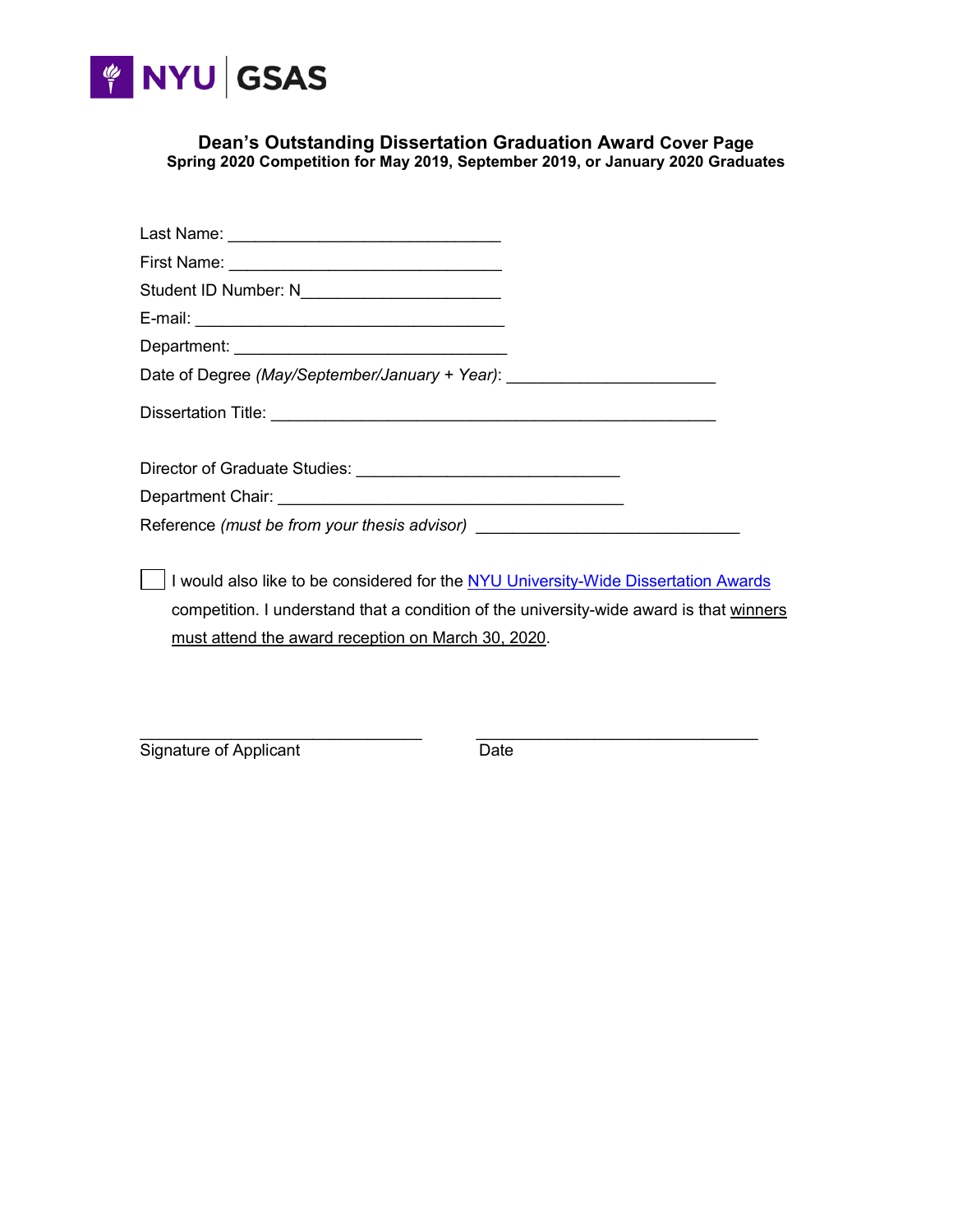NYU | GSAS

## Dean's Outstanding Dissertation Graduation Award Cover Page

**Spring 2020 Competition for May 2019, September 2019, or January 2020 Graduates**

Last Name: ______________________________

First Name: ______________________________

Student ID Number: N_____________________

E-mail: __________________________________

Department: ______________________________

Date of Degree *(May/September/January + Year)*: ______________________

Dissertation Title: _________________________________________________

Director of Graduate Studies: _____________________________

Department Chair: _______________________________________

Reference *(must be from your thesis advisor)* _____________________________

☐ I would also like to be considered for the [NYU University-Wide Dissertation Awards] competition. I understand that a condition of the university-wide award is that winners must attend the award reception on March 30, 2020.

_______________________________ _______________________________

Signature of Applicant Date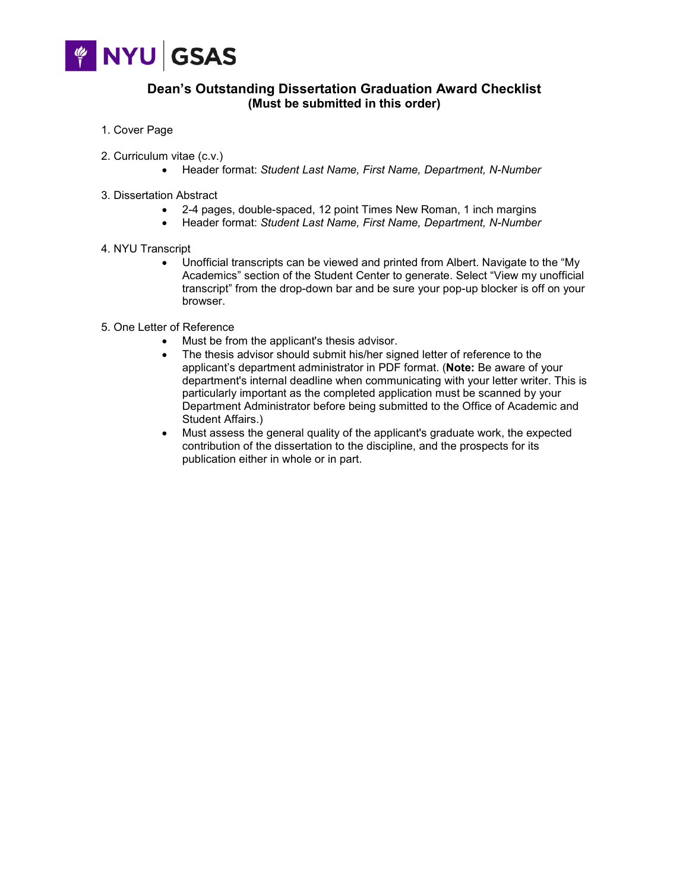NYU | GSAS

## Dean's Outstanding Dissertation Graduation Award Checklist
## (Must be submitted in this order)

1. Cover Page

2. Curriculum vitae (c.v.)
   - Header format: *Student Last Name, First Name, Department, N-Number*

3. Dissertation Abstract
   - 2-4 pages, double-spaced, 12 point Times New Roman, 1 inch margins
   - Header format: *Student Last Name, First Name, Department, N-Number*

4. NYU Transcript
   - Unofficial transcripts can be viewed and printed from Albert. Navigate to the "My Academics" section of the Student Center to generate. Select "View my unofficial transcript" from the drop-down bar and be sure your pop-up blocker is off on your browser.

5. One Letter of Reference
   - Must be from the applicant's thesis advisor.
   - The thesis advisor should submit his/her signed letter of reference to the applicant's department administrator in PDF format. (**Note:** Be aware of your department's internal deadline when communicating with your letter writer. This is particularly important as the completed application must be scanned by your Department Administrator before being submitted to the Office of Academic and Student Affairs.)
   - Must assess the general quality of the applicant's graduate work, the expected contribution of the dissertation to the discipline, and the prospects for its publication either in whole or in part.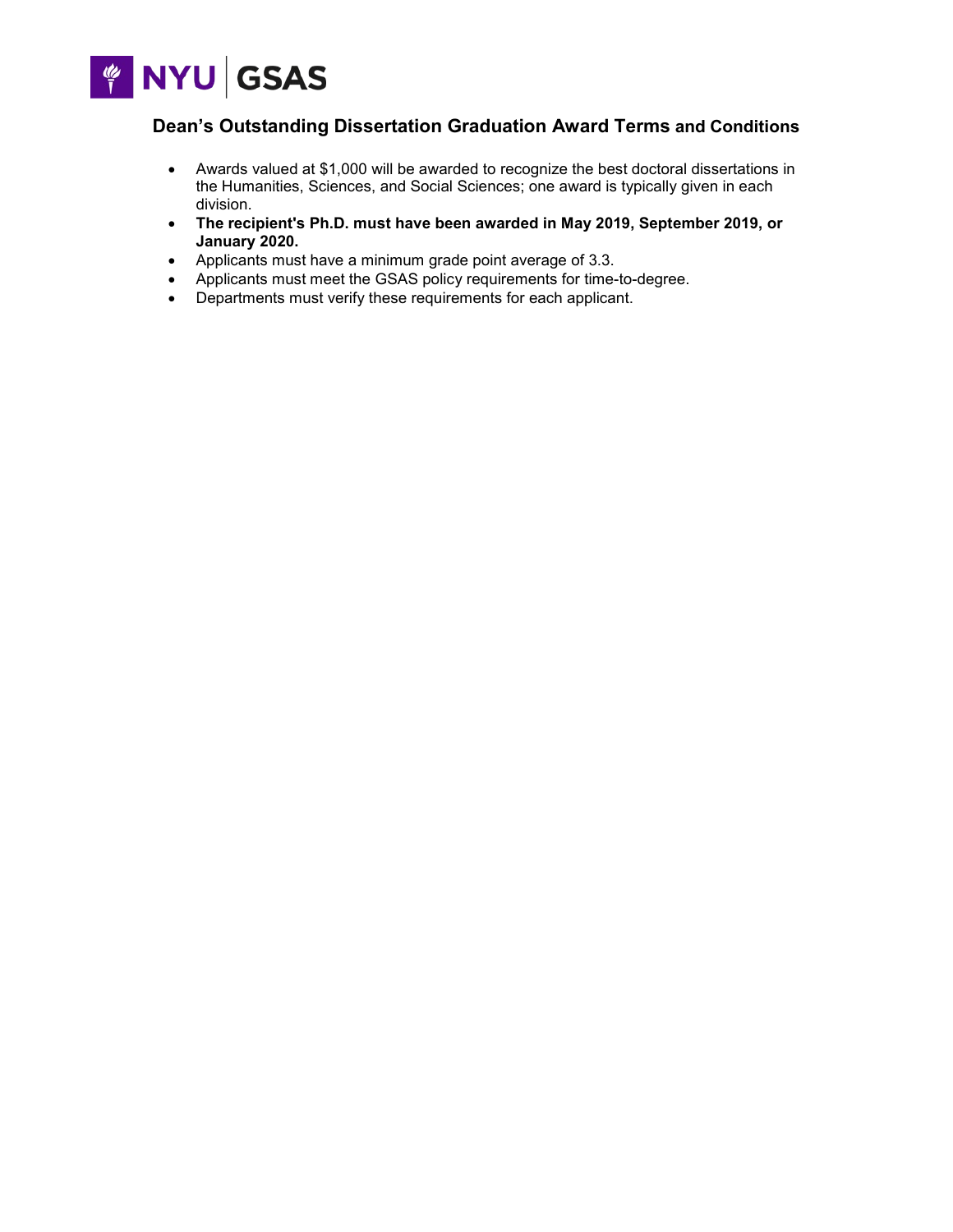# Dean's Outstanding Dissertation Graduation Award Terms and Conditions

- Awards valued at $1,000 will be awarded to recognize the best doctoral dissertations in the Humanities, Sciences, and Social Sciences; one award is typically given in each division.
- **The recipient's Ph.D. must have been awarded in May 2019, September 2019, or January 2020.**
- Applicants must have a minimum grade point average of 3.3.
- Applicants must meet the GSAS policy requirements for time-to-degree.
- Departments must verify these requirements for each applicant.